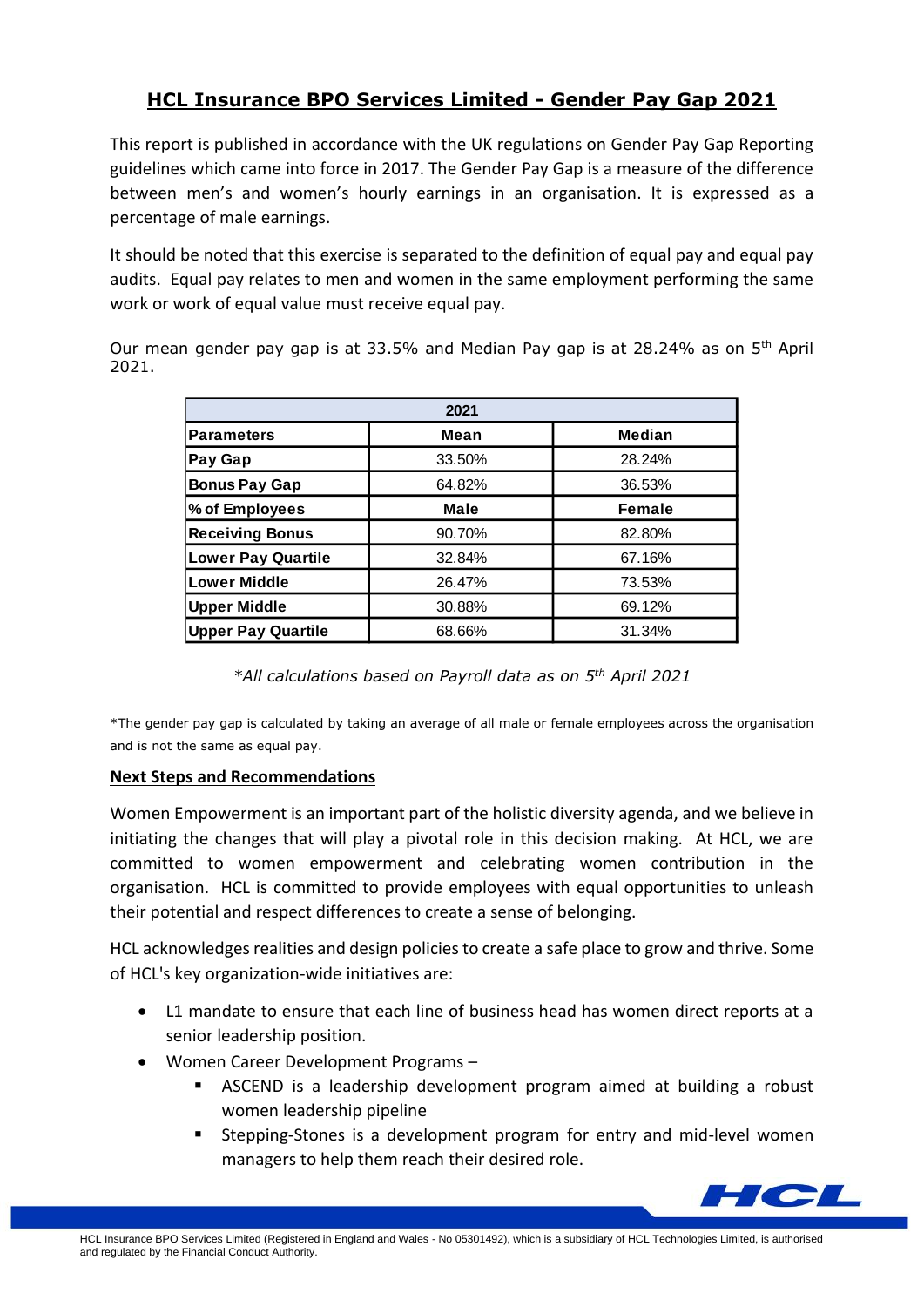# HCL Insurance BPO Services Limited - Gender Pay Gap 2021

This report is published in accordance with the UK regulations on Gender Pay Gap Reporting guidelines which came into force in 2017. The Gender Pay Gap is a measure of the difference between men's and women's hourly earnings in an organisation. It is expressed as a percentage of male earnings.

It should be noted that this exercise is separated to the definition of equal pay and equal pay audits. Equal pay relates to men and women in the same employment performing the same work or work of equal value must receive equal pay.

Our mean gender pay gap is at 33.5% and Median Pay gap is at 28.24% as on 5th April 2021.

| 2021 | | |
|---|---|---|
| **Parameters** | **Mean** | **Median** |
| **Pay Gap** | 33.50% | 28.24% |
| **Bonus Pay Gap** | 64.82% | 36.53% |
| **% of Employees** | **Male** | **Female** |
| **Receiving Bonus** | 90.70% | 82.80% |
| **Lower Pay Quartile** | 32.84% | 67.16% |
| **Lower Middle** | 26.47% | 73.53% |
| **Upper Middle** | 30.88% | 69.12% |
| **Upper Pay Quartile** | 68.66% | 31.34% |

*\*All calculations based on Payroll data as on 5th April 2021*

\*The gender pay gap is calculated by taking an average of all male or female employees across the organisation and is not the same as equal pay.

## Next Steps and Recommendations

Women Empowerment is an important part of the holistic diversity agenda, and we believe in initiating the changes that will play a pivotal role in this decision making. At HCL, we are committed to women empowerment and celebrating women contribution in the organisation. HCL is committed to provide employees with equal opportunities to unleash their potential and respect differences to create a sense of belonging.

HCL acknowledges realities and design policies to create a safe place to grow and thrive. Some of HCL's key organization-wide initiatives are:

- L1 mandate to ensure that each line of business head has women direct reports at a senior leadership position.
- Women Career Development Programs –
    - ASCEND is a leadership development program aimed at building a robust women leadership pipeline
    - Stepping-Stones is a development program for entry and mid-level women managers to help them reach their desired role.

HCL Insurance BPO Services Limited (Registered in England and Wales - No 05301492), which is a subsidiary of HCL Technologies Limited, is authorised and regulated by the Financial Conduct Authority.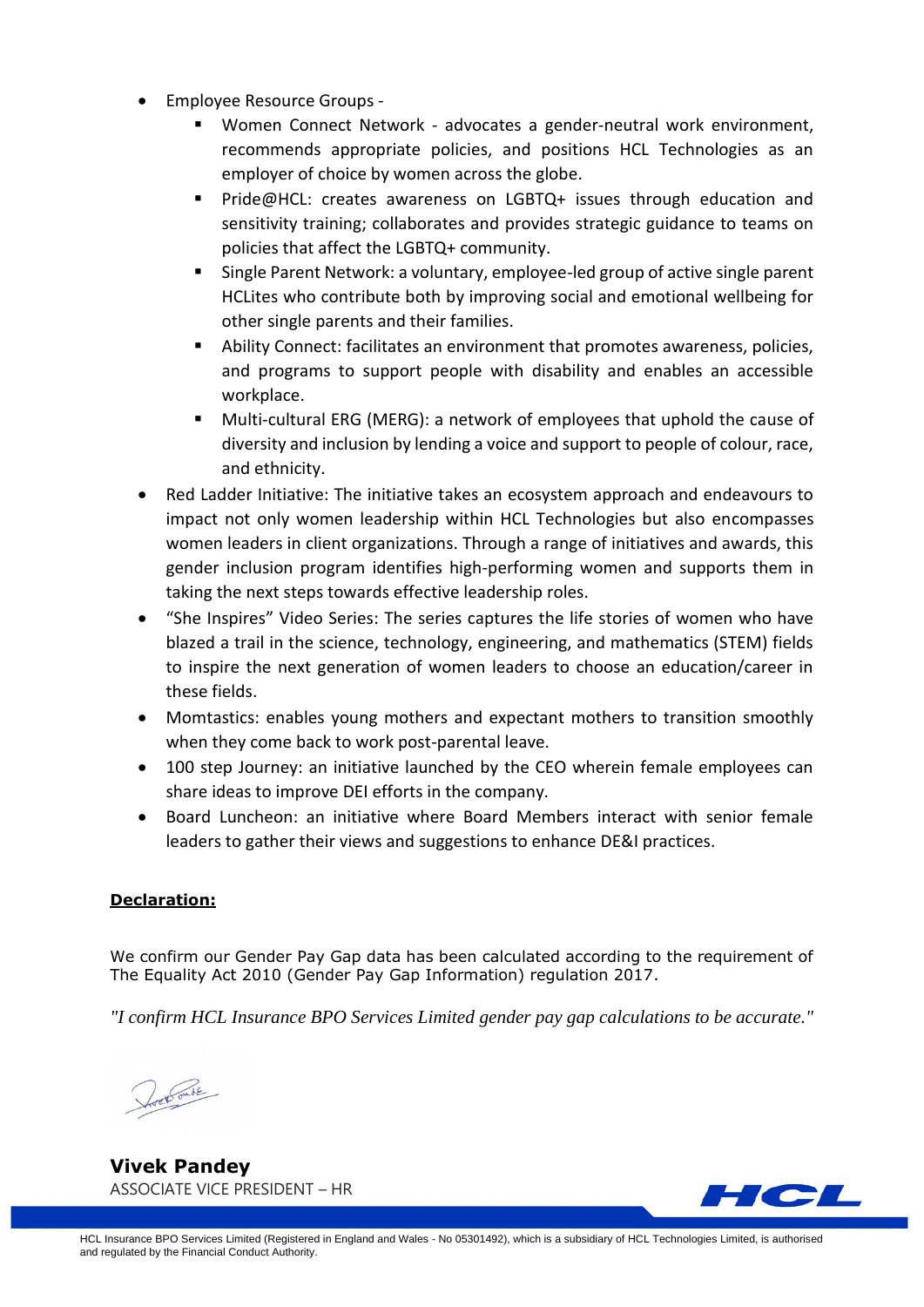- Employee Resource Groups -
  - Women Connect Network - advocates a gender-neutral work environment, recommends appropriate policies, and positions HCL Technologies as an employer of choice by women across the globe.
  - Pride@HCL: creates awareness on LGBTQ+ issues through education and sensitivity training; collaborates and provides strategic guidance to teams on policies that affect the LGBTQ+ community.
  - Single Parent Network: a voluntary, employee-led group of active single parent HCLites who contribute both by improving social and emotional wellbeing for other single parents and their families.
  - Ability Connect: facilitates an environment that promotes awareness, policies, and programs to support people with disability and enables an accessible workplace.
  - Multi-cultural ERG (MERG): a network of employees that uphold the cause of diversity and inclusion by lending a voice and support to people of colour, race, and ethnicity.
- Red Ladder Initiative: The initiative takes an ecosystem approach and endeavours to impact not only women leadership within HCL Technologies but also encompasses women leaders in client organizations. Through a range of initiatives and awards, this gender inclusion program identifies high-performing women and supports them in taking the next steps towards effective leadership roles.
- "She Inspires" Video Series: The series captures the life stories of women who have blazed a trail in the science, technology, engineering, and mathematics (STEM) fields to inspire the next generation of women leaders to choose an education/career in these fields.
- Momtastics: enables young mothers and expectant mothers to transition smoothly when they come back to work post-parental leave.
- 100 step Journey: an initiative launched by the CEO wherein female employees can share ideas to improve DEI efforts in the company.
- Board Luncheon: an initiative where Board Members interact with senior female leaders to gather their views and suggestions to enhance DE&I practices.

**<u>Declaration:</u>**

We confirm our Gender Pay Gap data has been calculated according to the requirement of The Equality Act 2010 (Gender Pay Gap Information) regulation 2017.

*"I confirm HCL Insurance BPO Services Limited gender pay gap calculations to be accurate."*

**Vivek Pandey**
ASSOCIATE VICE PRESIDENT – HR

HCL Insurance BPO Services Limited (Registered in England and Wales - No 05301492), which is a subsidiary of HCL Technologies Limited, is authorised and regulated by the Financial Conduct Authority.